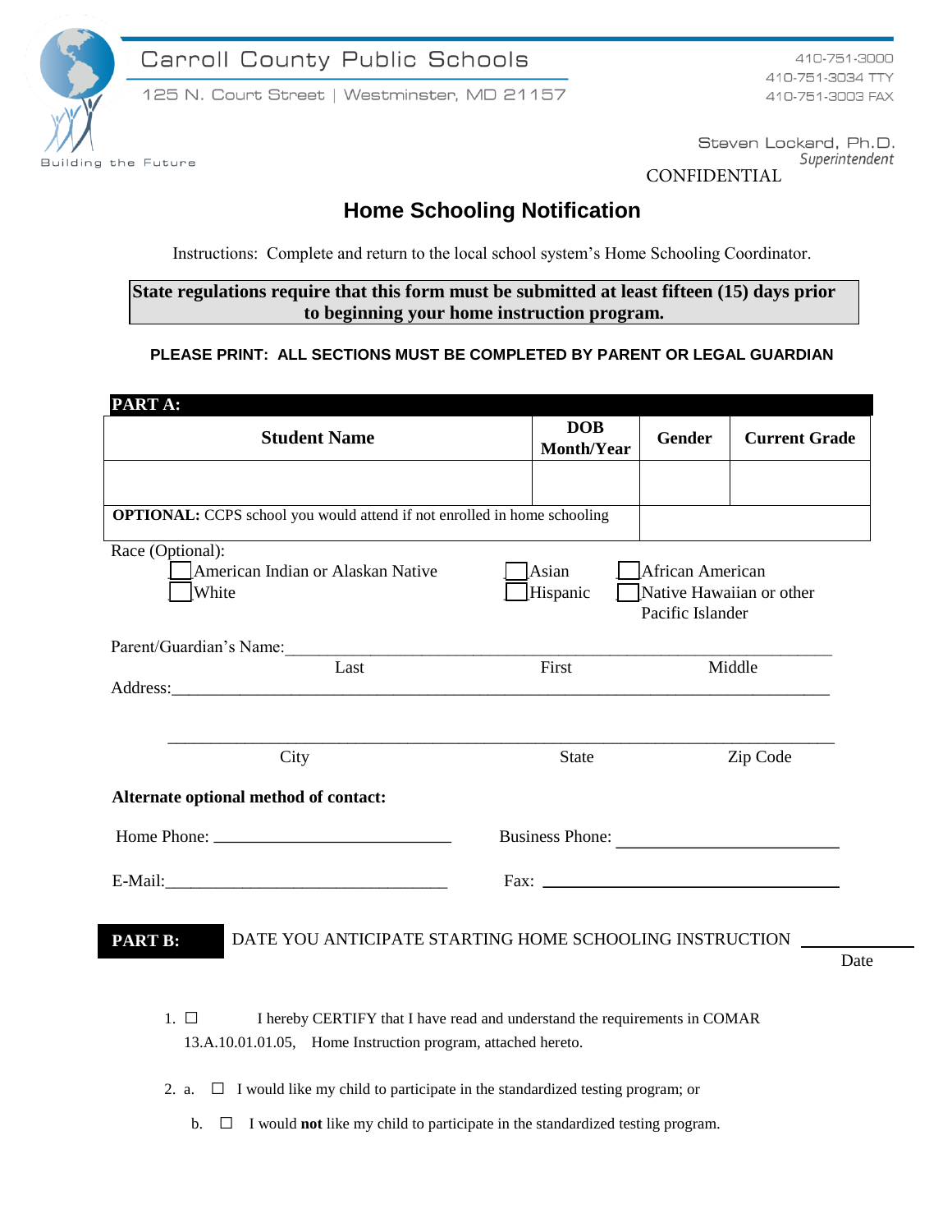Carroll County Public Schools

125 N. Court Street | Westminster, MD 21157

410-751-3000
410-751-3034 TTY
410-751-3003 FAX

Building the Future

Steven Lockard, Ph.D.
*Superintendent*

CONFIDENTIAL

# Home Schooling Notification

Instructions: Complete and return to the local school system's Home Schooling Coordinator.

**State regulations require that this form must be submitted at least fifteen (15) days prior to beginning your home instruction program.**

**PLEASE PRINT: ALL SECTIONS MUST BE COMPLETED BY PARENT OR LEGAL GUARDIAN**

**PART A:**

| **Student Name** | **DOB Month/Year** | **Gender** | **Current Grade** |
|---|---|---|---|
| | | | |
| **OPTIONAL:** CCPS school you would attend if not enrolled in home schooling | | | |

Race (Optional):

☐ American Indian or Alaskan Native ☐ Asian ☐ African American
☐ White ☐ Hispanic ☐ Native Hawaiian or other Pacific Islander

Parent/Guardian's Name:_______________________________________________
Last First Middle

Address:_______________________________________________

_______________________________________________
City State Zip Code

**Alternate optional method of contact:**

Home Phone: ____________________________ Business Phone: __________________________

E-Mail:_________________________________ Fax: ___________________________________

**PART B:** DATE YOU ANTICIPATE STARTING HOME SCHOOLING INSTRUCTION ____________
Date

1. ☐ I hereby CERTIFY that I have read and understand the requirements in COMAR 13.A.10.01.01.05, Home Instruction program, attached hereto.

2. a. ☐ I would like my child to participate in the standardized testing program; or

   b. ☐ I would **not** like my child to participate in the standardized testing program.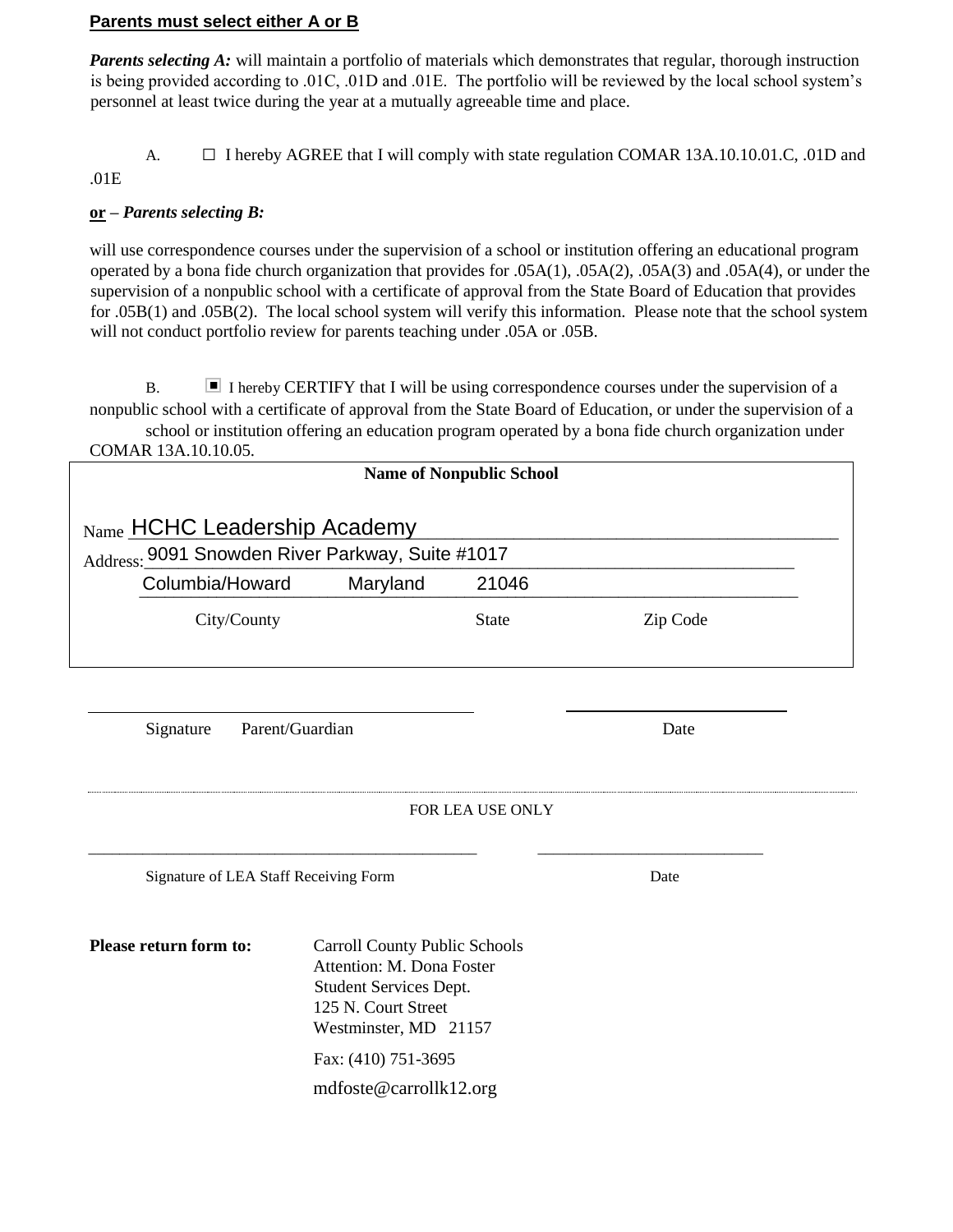**Parents must select either A or B**

***Parents selecting A:*** will maintain a portfolio of materials which demonstrates that regular, thorough instruction is being provided according to .01C, .01D and .01E. The portfolio will be reviewed by the local school system's personnel at least twice during the year at a mutually agreeable time and place.

A. ☐ I hereby AGREE that I will comply with state regulation COMAR 13A.10.10.01.C, .01D and .01E

**or** – ***Parents selecting B:***

will use correspondence courses under the supervision of a school or institution offering an educational program operated by a bona fide church organization that provides for .05A(1), .05A(2), .05A(3) and .05A(4), or under the supervision of a nonpublic school with a certificate of approval from the State Board of Education that provides for .05B(1) and .05B(2). The local school system will verify this information. Please note that the school system will not conduct portfolio review for parents teaching under .05A or .05B.

B. ■ I hereby CERTIFY that I will be using correspondence courses under the supervision of a nonpublic school with a certificate of approval from the State Board of Education, or under the supervision of a school or institution offering an education program operated by a bona fide church organization under COMAR 13A.10.10.05.

**Name of Nonpublic School**

Name HCHC Leadership Academy

Address: 9091 Snowden River Parkway, Suite #1017

Columbia/Howard Maryland 21046

City/County State Zip Code

\_\_\_\_\_\_\_\_\_\_\_\_\_\_\_\_\_\_\_\_\_\_\_\_\_\_\_\_\_\_ \_\_\_\_\_\_\_\_\_\_\_\_\_\_\_\_\_\_

Signature Parent/Guardian Date

FOR LEA USE ONLY

\_\_\_\_\_\_\_\_\_\_\_\_\_\_\_\_\_\_\_\_\_\_\_\_\_\_\_\_\_\_ \_\_\_\_\_\_\_\_\_\_\_\_\_\_\_\_\_\_

Signature of LEA Staff Receiving Form Date

**Please return form to:**

Carroll County Public Schools
Attention: M. Dona Foster
Student Services Dept.
125 N. Court Street
Westminster, MD 21157

Fax: (410) 751-3695

mdfoste@carrollk12.org